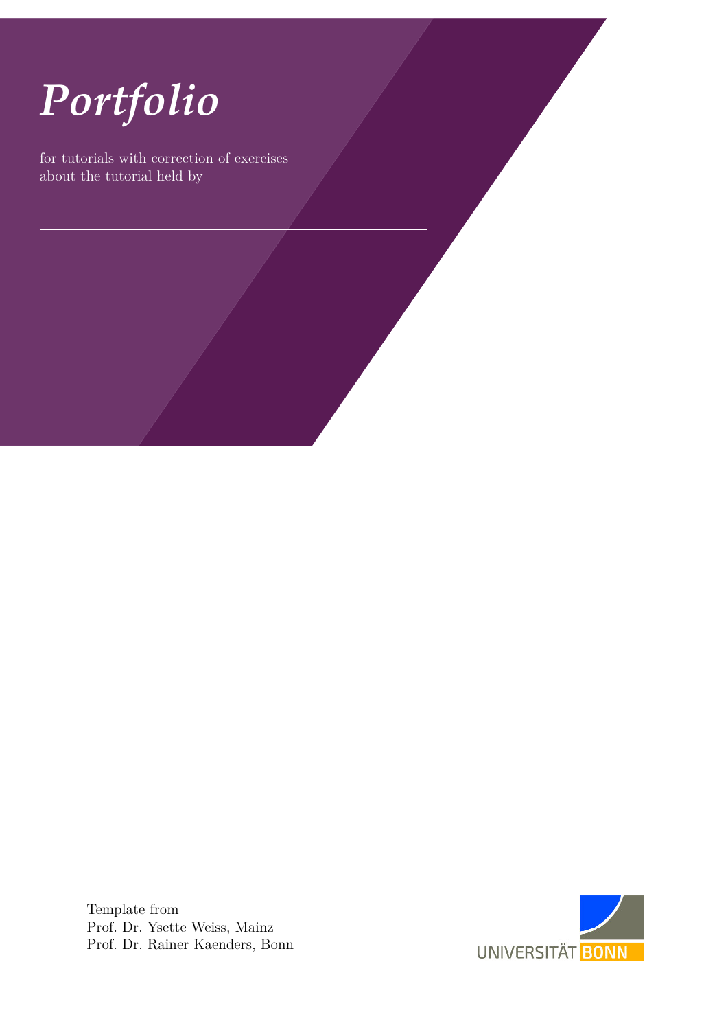# *Portfolio*

for tutorials with correction of exercises
about the tutorial held by

---

Template from
Prof. Dr. Ysette Weiss, Mainz
Prof. Dr. Rainer Kaenders, Bonn

UNIVERSITÄT BONN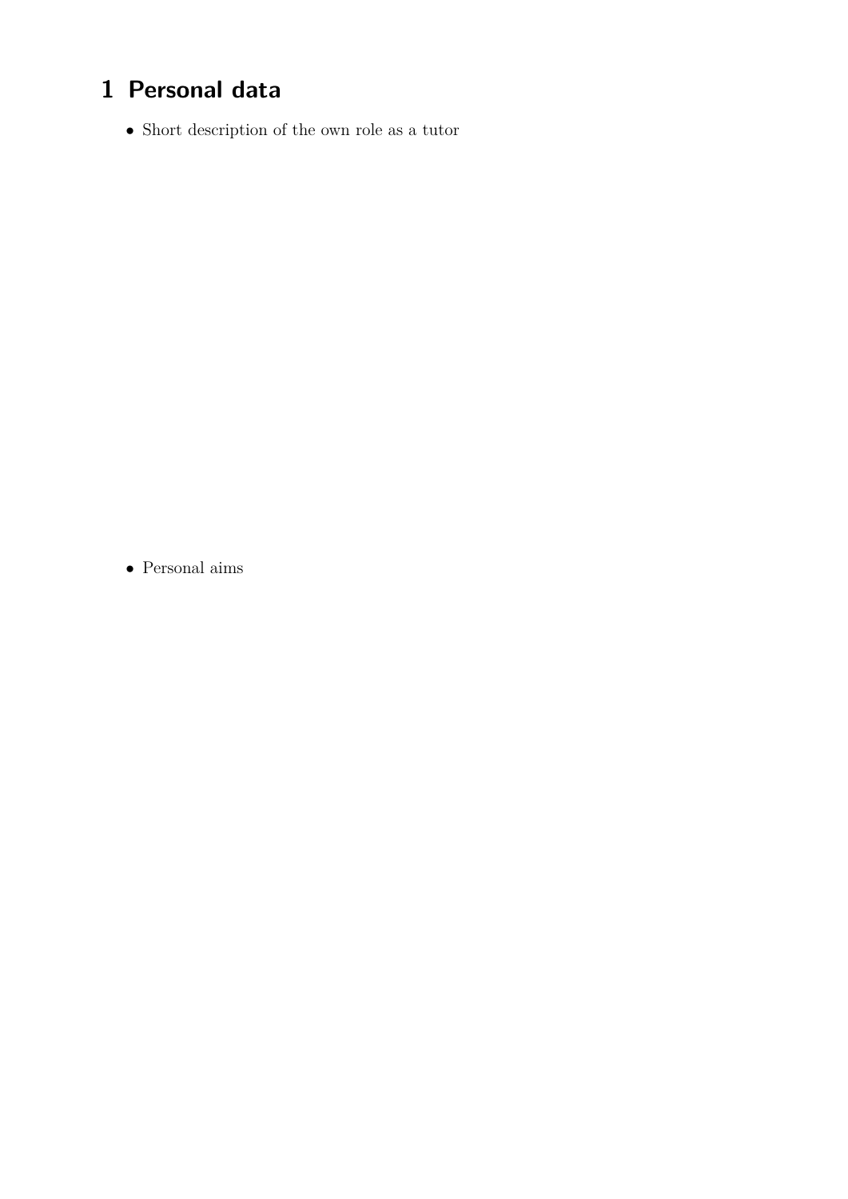# 1 Personal data

- Short description of the own role as a tutor

- Personal aims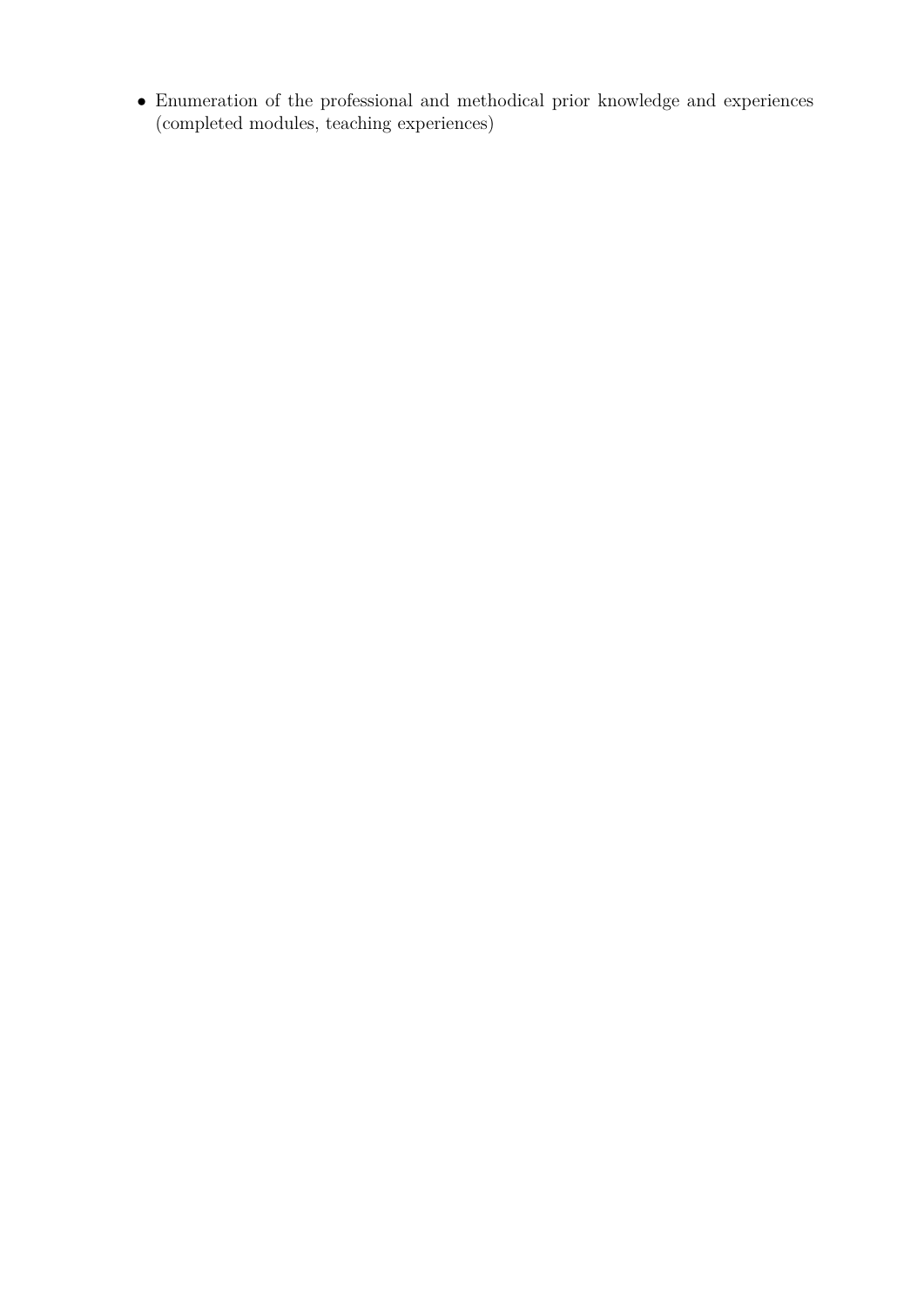- Enumeration of the professional and methodical prior knowledge and experiences (completed modules, teaching experiences)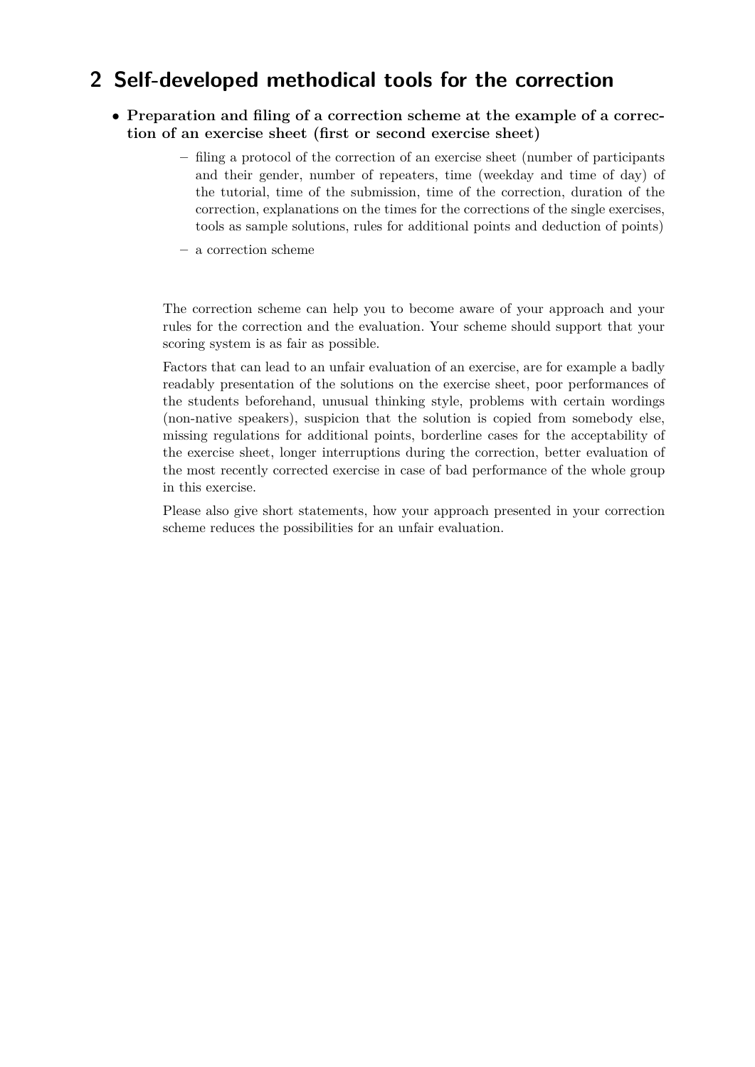## 2 Self-developed methodical tools for the correction

- **Preparation and filing of a correction scheme at the example of a correction of an exercise sheet (first or second exercise sheet)**
  - filing a protocol of the correction of an exercise sheet (number of participants and their gender, number of repeaters, time (weekday and time of day) of the tutorial, time of the submission, time of the correction, duration of the correction, explanations on the times for the corrections of the single exercises, tools as sample solutions, rules for additional points and deduction of points)
  - a correction scheme

The correction scheme can help you to become aware of your approach and your rules for the correction and the evaluation. Your scheme should support that your scoring system is as fair as possible.

Factors that can lead to an unfair evaluation of an exercise, are for example a badly readably presentation of the solutions on the exercise sheet, poor performances of the students beforehand, unusual thinking style, problems with certain wordings (non-native speakers), suspicion that the solution is copied from somebody else, missing regulations for additional points, borderline cases for the acceptability of the exercise sheet, longer interruptions during the correction, better evaluation of the most recently corrected exercise in case of bad performance of the whole group in this exercise.

Please also give short statements, how your approach presented in your correction scheme reduces the possibilities for an unfair evaluation.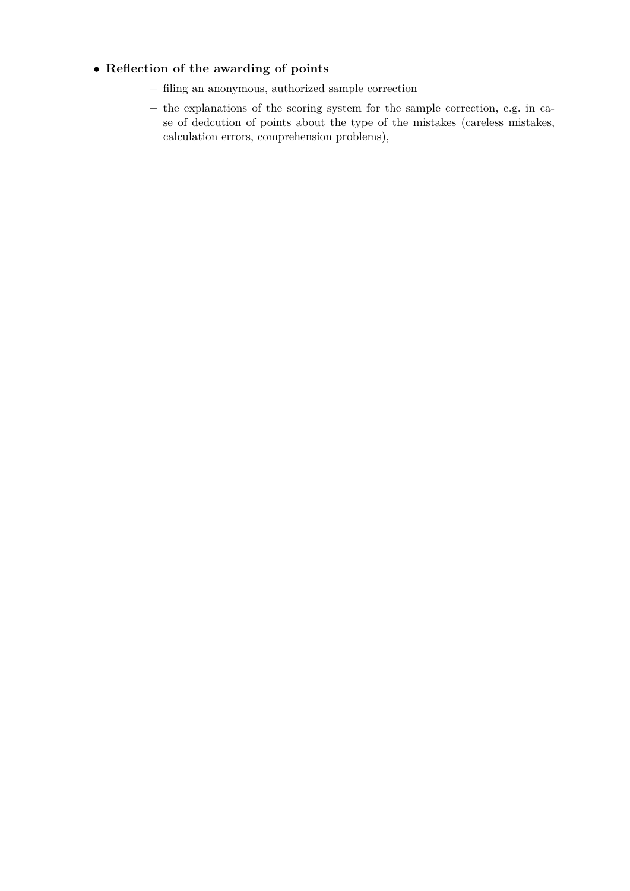- **Reflection of the awarding of points**
  - filing an anonymous, authorized sample correction
  - the explanations of the scoring system for the sample correction, e.g. in case of dedcution of points about the type of the mistakes (careless mistakes, calculation errors, comprehension problems),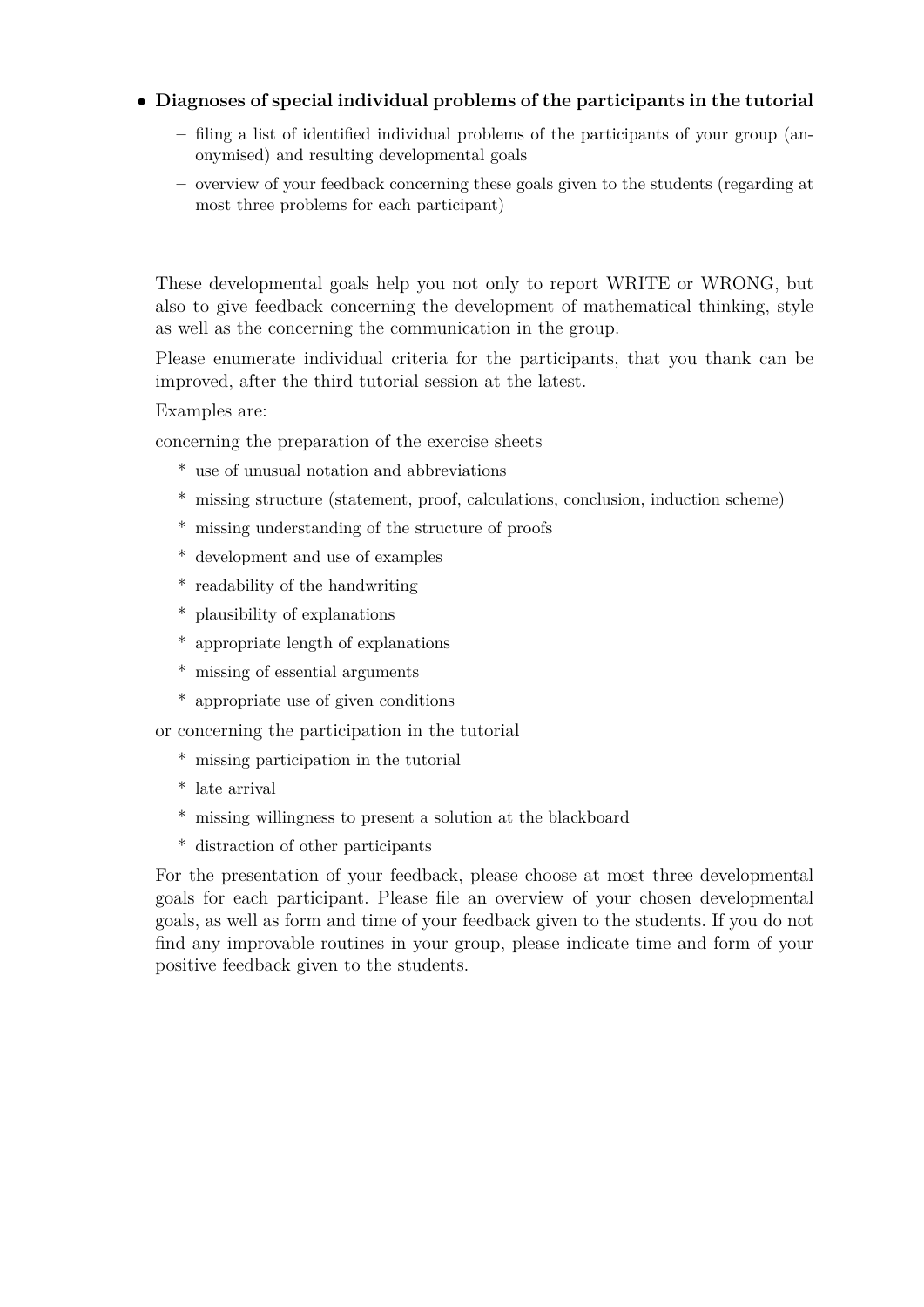- **Diagnoses of special individual problems of the participants in the tutorial**
  - filing a list of identified individual problems of the participants of your group (anonymised) and resulting developmental goals
  - overview of your feedback concerning these goals given to the students (regarding at most three problems for each participant)

These developmental goals help you not only to report WRITE or WRONG, but also to give feedback concerning the development of mathematical thinking, style as well as the concerning the communication in the group.

Please enumerate individual criteria for the participants, that you thank can be improved, after the third tutorial session at the latest.

Examples are:

concerning the preparation of the exercise sheets

  * use of unusual notation and abbreviations
  * missing structure (statement, proof, calculations, conclusion, induction scheme)
  * missing understanding of the structure of proofs
  * development and use of examples
  * readability of the handwriting
  * plausibility of explanations
  * appropriate length of explanations
  * missing of essential arguments
  * appropriate use of given conditions

or concerning the participation in the tutorial

  * missing participation in the tutorial
  * late arrival
  * missing willingness to present a solution at the blackboard
  * distraction of other participants

For the presentation of your feedback, please choose at most three developmental goals for each participant. Please file an overview of your chosen developmental goals, as well as form and time of your feedback given to the students. If you do not find any improvable routines in your group, please indicate time and form of your positive feedback given to the students.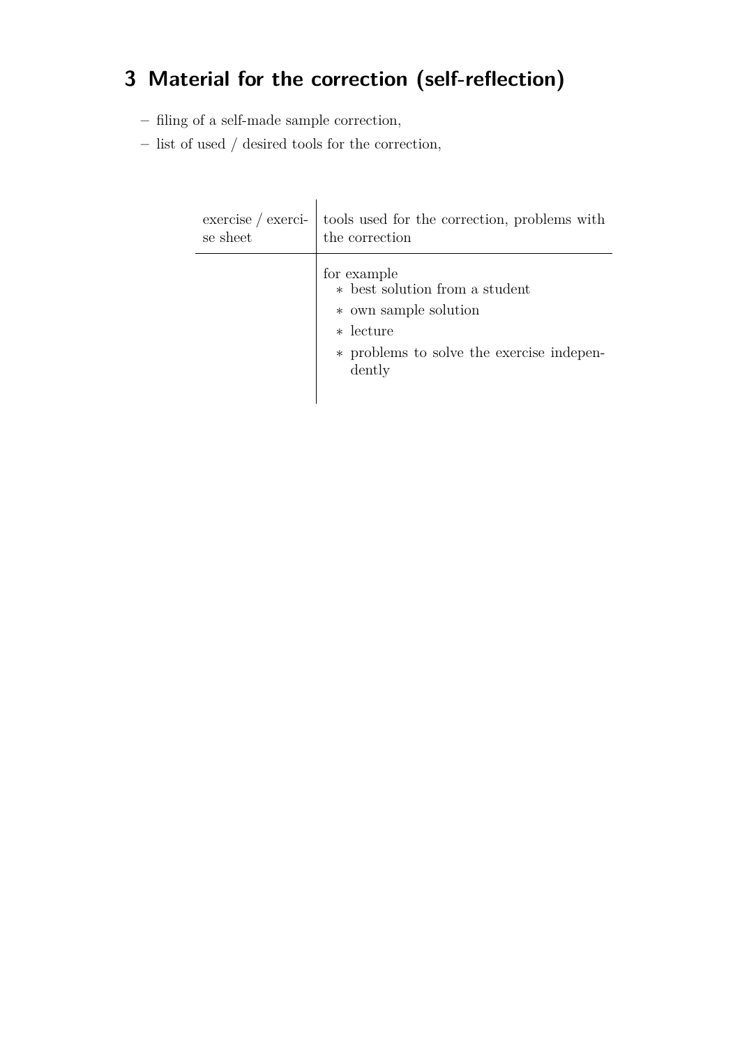# 3 Material for the correction (self-reflection)

- filing of a self-made sample correction,
- list of used / desired tools for the correction,

| exercise / exercise sheet | tools used for the correction, problems with the correction |
|---|---|
| | for example<br>* best solution from a student<br>* own sample solution<br>* lecture<br>* problems to solve the exercise independently |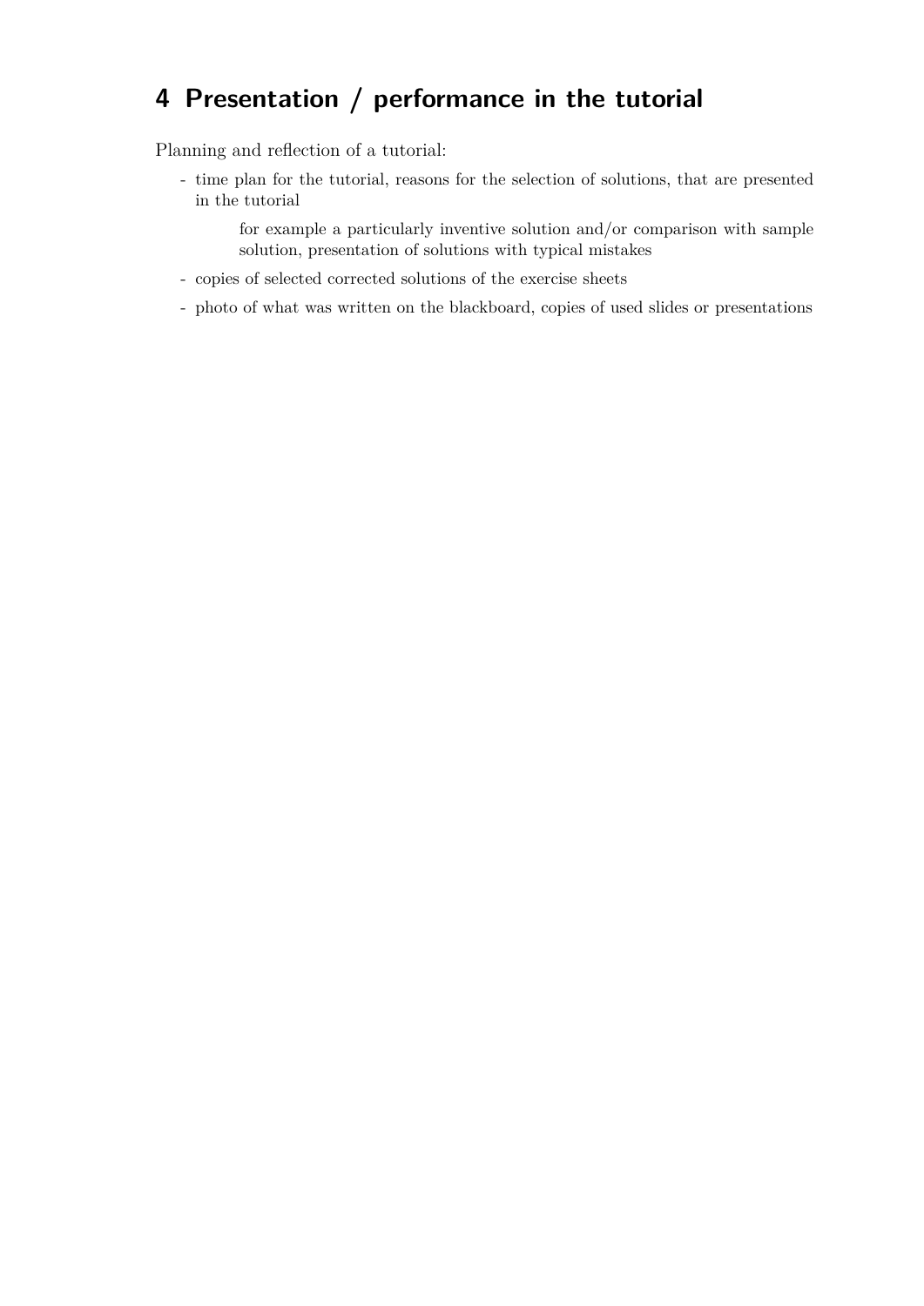# 4 Presentation / performance in the tutorial

Planning and reflection of a tutorial:

- time plan for the tutorial, reasons for the selection of solutions, that are presented in the tutorial

  for example a particularly inventive solution and/or comparison with sample solution, presentation of solutions with typical mistakes

- copies of selected corrected solutions of the exercise sheets
- photo of what was written on the blackboard, copies of used slides or presentations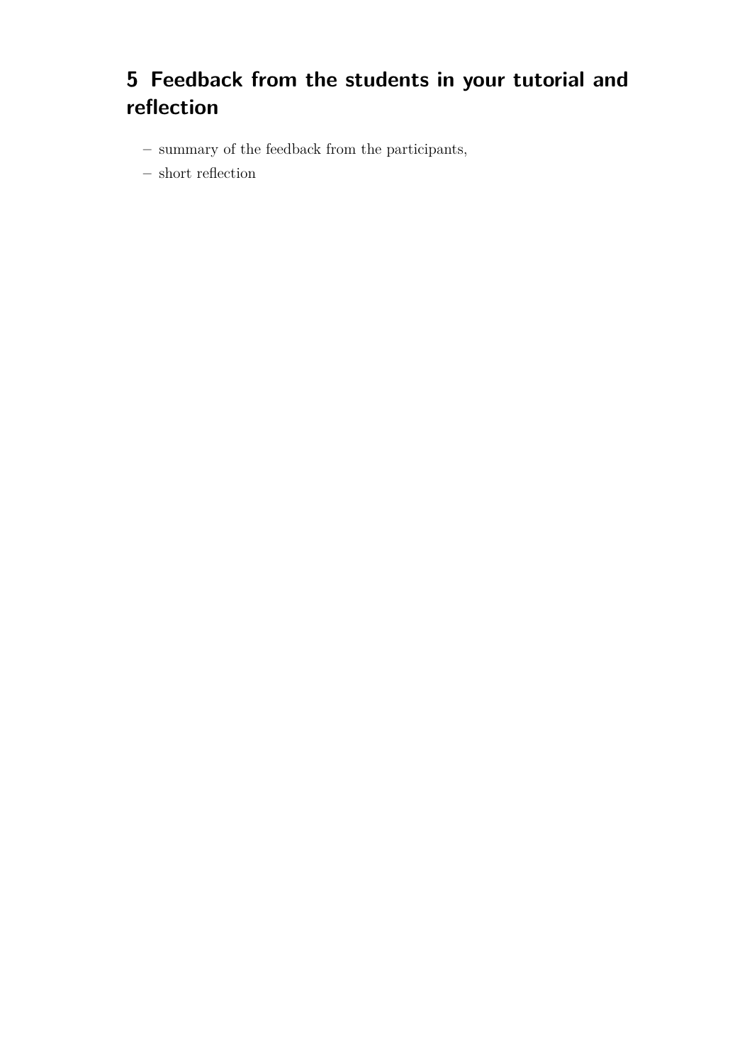# 5 Feedback from the students in your tutorial and reflection

- summary of the feedback from the participants,
- short reflection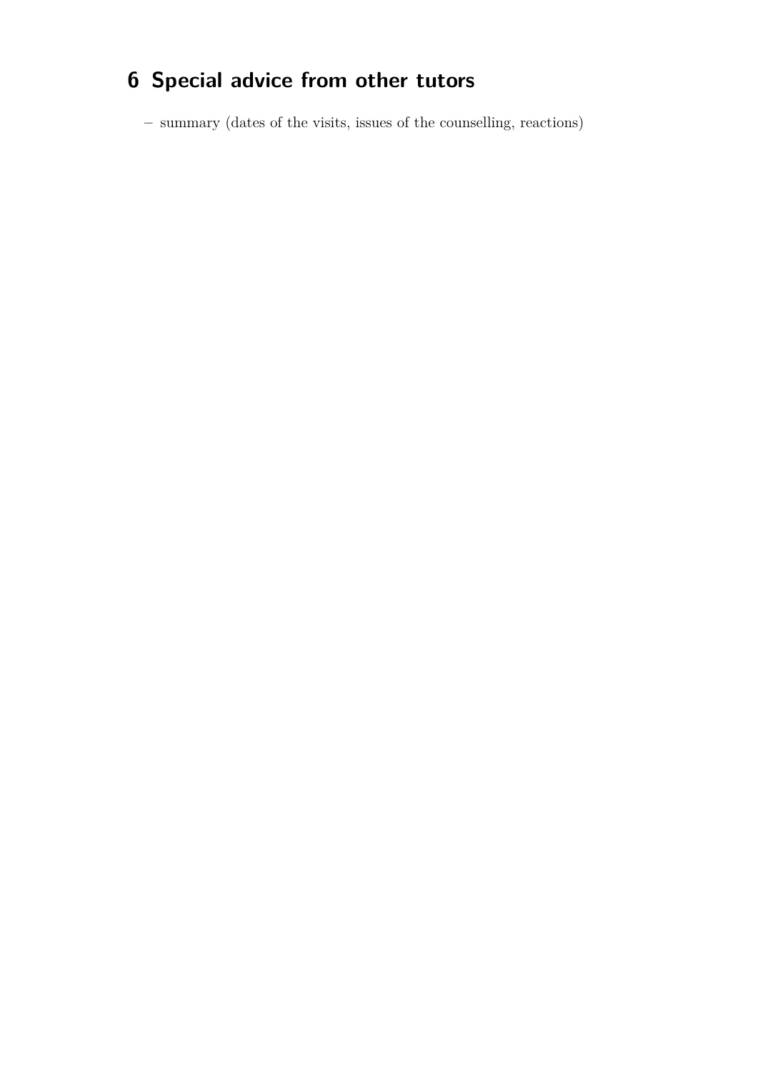# 6 Special advice from other tutors

– summary (dates of the visits, issues of the counselling, reactions)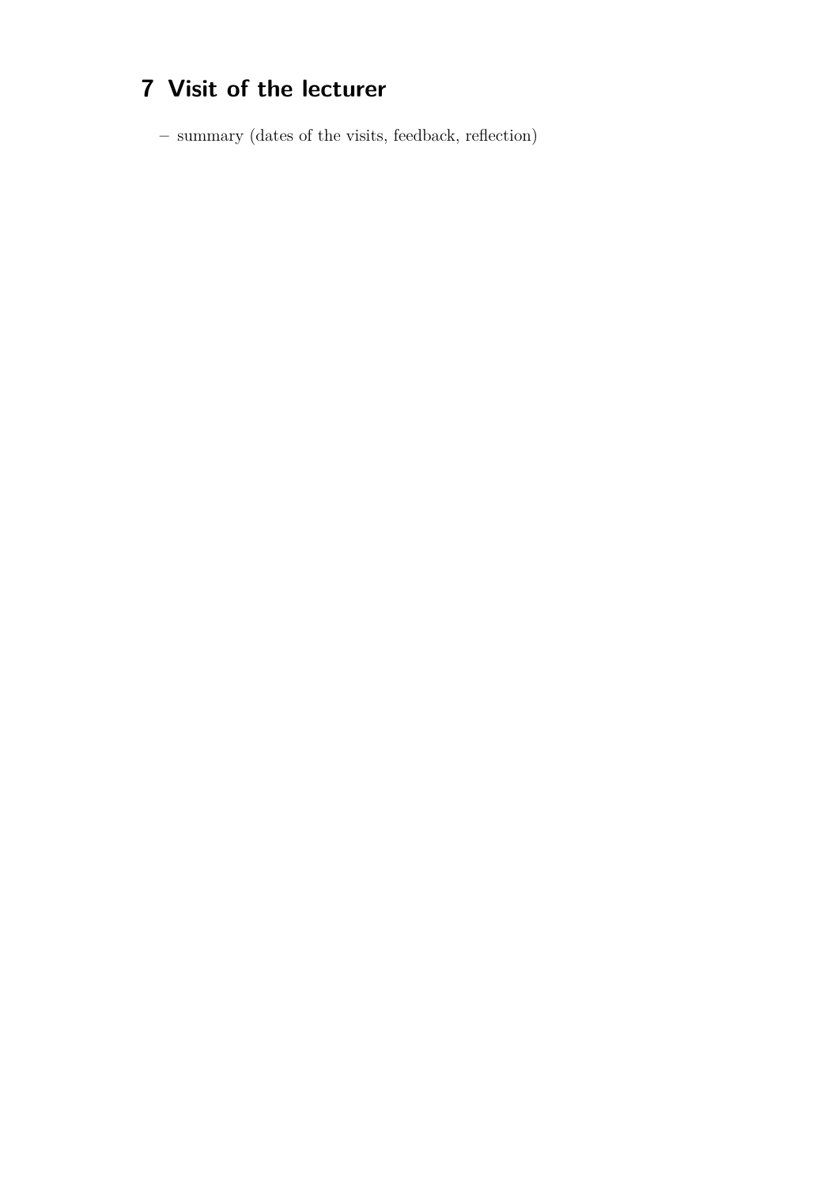## 7 Visit of the lecturer

– summary (dates of the visits, feedback, reflection)